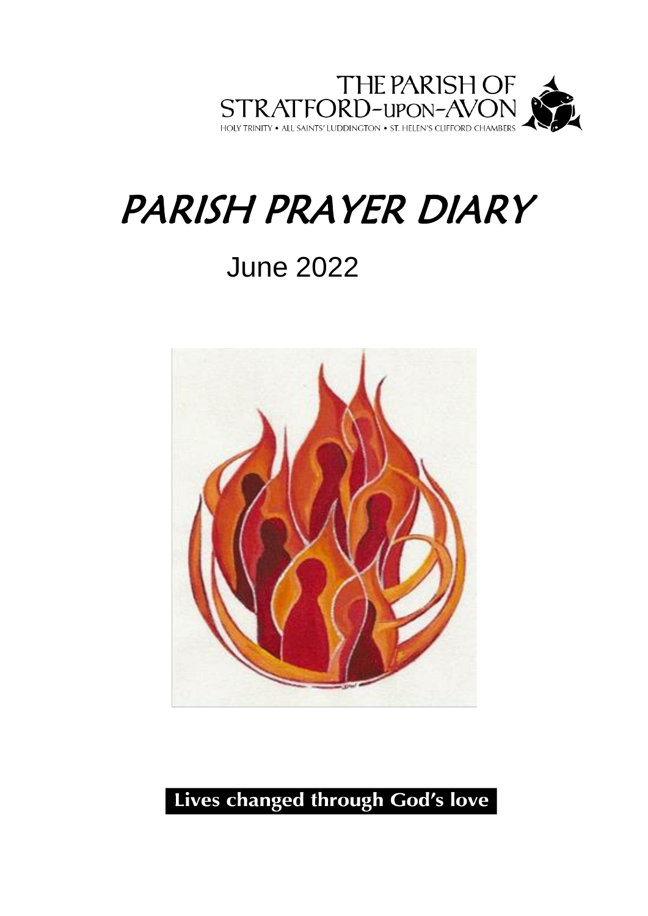THE PARISH OF
STRATFORD-upon-AVON
HOLY TRINITY • ALL SAINTS' LUDDINGTON • ST. HELEN'S CLIFFORD CHAMBERS

# *PARISH PRAYER DIARY*

## June 2022

**Lives changed through God's love**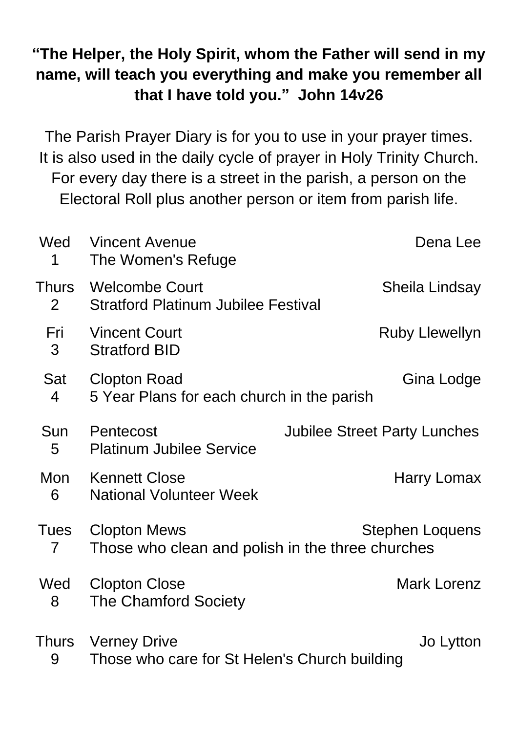**"The Helper, the Holy Spirit, whom the Father will send in my name, will teach you everything and make you remember all that I have told you." John 14v26**

The Parish Prayer Diary is for you to use in your prayer times. It is also used in the daily cycle of prayer in Holy Trinity Church. For every day there is a street in the parish, a person on the Electoral Roll plus another person or item from parish life.

| | | |
|---|---|---|
| Wed 1 | Vincent Avenue<br>The Women's Refuge | Dena Lee |
| Thurs 2 | Welcombe Court<br>Stratford Platinum Jubilee Festival | Sheila Lindsay |
| Fri 3 | Vincent Court<br>Stratford BID | Ruby Llewellyn |
| Sat 4 | Clopton Road<br>5 Year Plans for each church in the parish | Gina Lodge |
| Sun 5 | Pentecost<br>Platinum Jubilee Service | Jubilee Street Party Lunches |
| Mon 6 | Kennett Close<br>National Volunteer Week | Harry Lomax |
| Tues 7 | Clopton Mews<br>Those who clean and polish in the three churches | Stephen Loquens |
| Wed 8 | Clopton Close<br>The Chamford Society | Mark Lorenz |
| Thurs 9 | Verney Drive<br>Those who care for St Helen's Church building | Jo Lytton |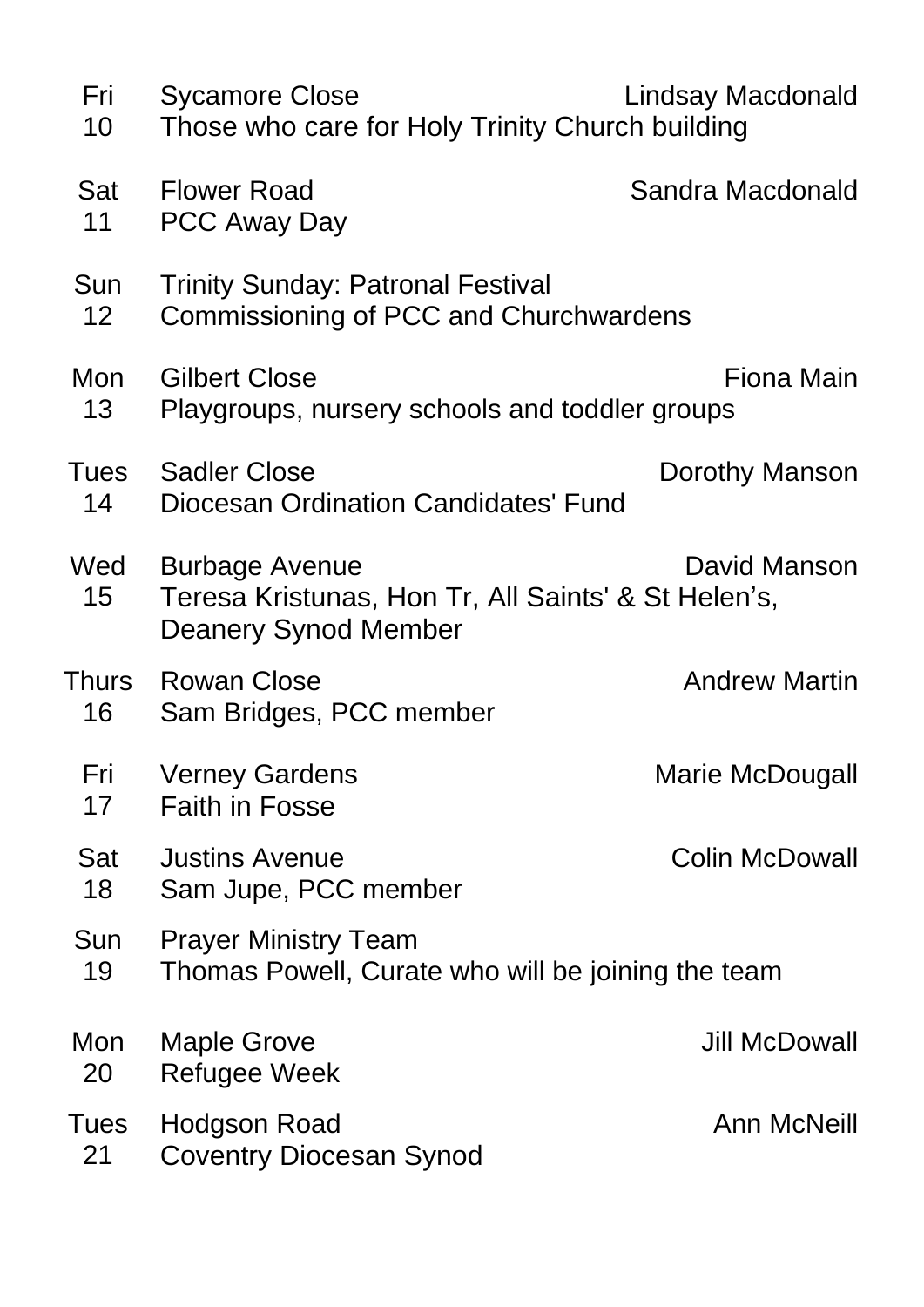| Day | Intercession | Name |
|---|---|---|
| Fri 10 | Sycamore Close<br>Those who care for Holy Trinity Church building | Lindsay Macdonald |
| Sat 11 | Flower Road<br>PCC Away Day | Sandra Macdonald |
| Sun 12 | Trinity Sunday: Patronal Festival<br>Commissioning of PCC and Churchwardens | |
| Mon 13 | Gilbert Close<br>Playgroups, nursery schools and toddler groups | Fiona Main |
| Tues 14 | Sadler Close<br>Diocesan Ordination Candidates' Fund | Dorothy Manson |
| Wed 15 | Burbage Avenue<br>Teresa Kristunas, Hon Tr, All Saints' & St Helen's, Deanery Synod Member | David Manson |
| Thurs 16 | Rowan Close<br>Sam Bridges, PCC member | Andrew Martin |
| Fri 17 | Verney Gardens<br>Faith in Fosse | Marie McDougall |
| Sat 18 | Justins Avenue<br>Sam Jupe, PCC member | Colin McDowall |
| Sun 19 | Prayer Ministry Team<br>Thomas Powell, Curate who will be joining the team | |
| Mon 20 | Maple Grove<br>Refugee Week | Jill McDowall |
| Tues 21 | Hodgson Road<br>Coventry Diocesan Synod | Ann McNeill |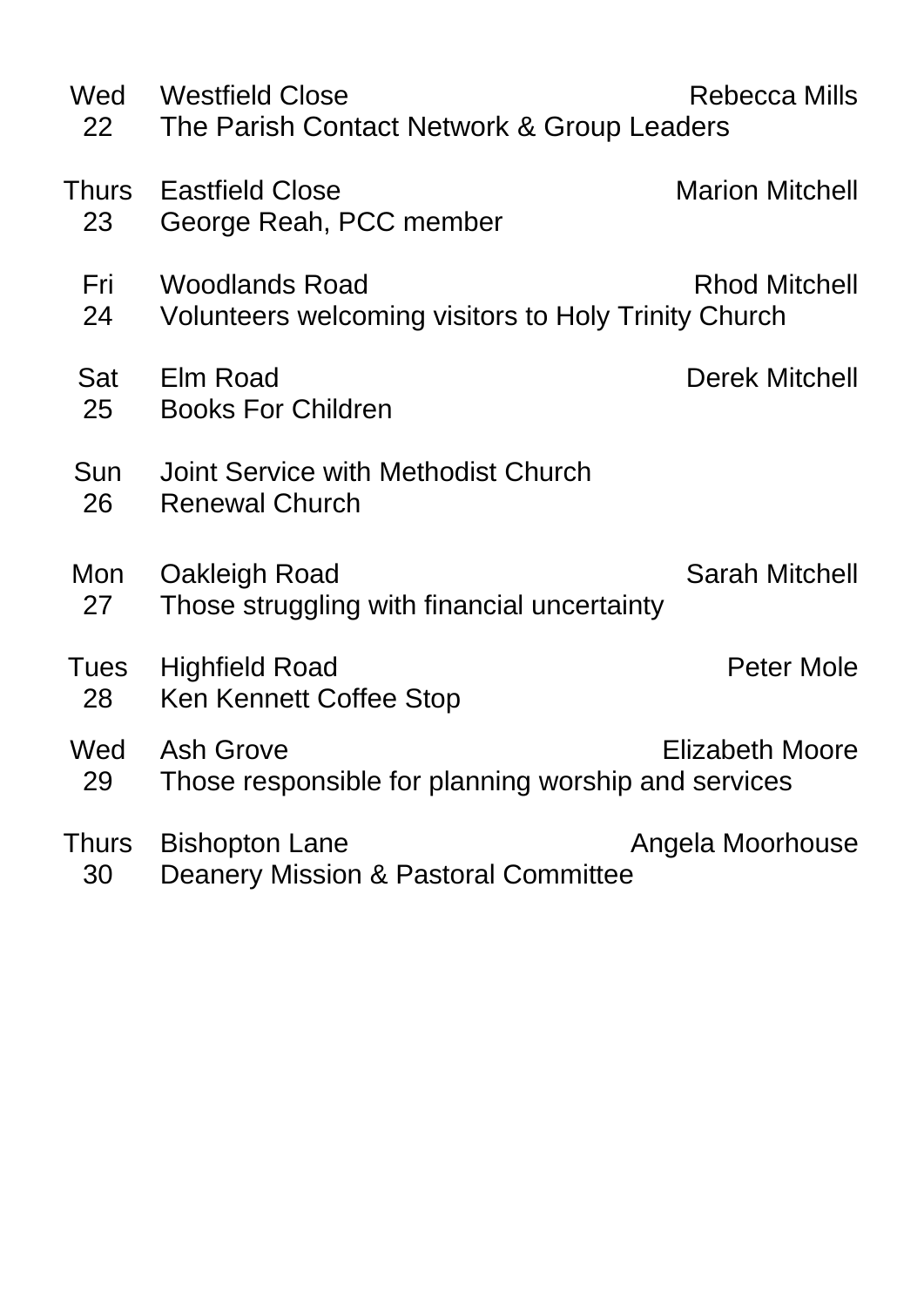| | | |
|---|---|---|
| Wed 22 | Westfield Close<br>The Parish Contact Network & Group Leaders | Rebecca Mills |
| Thurs 23 | Eastfield Close<br>George Reah, PCC member | Marion Mitchell |
| Fri 24 | Woodlands Road<br>Volunteers welcoming visitors to Holy Trinity Church | Rhod Mitchell |
| Sat 25 | Elm Road<br>Books For Children | Derek Mitchell |
| Sun 26 | Joint Service with Methodist Church<br>Renewal Church | |
| Mon 27 | Oakleigh Road<br>Those struggling with financial uncertainty | Sarah Mitchell |
| Tues 28 | Highfield Road<br>Ken Kennett Coffee Stop | Peter Mole |
| Wed 29 | Ash Grove<br>Those responsible for planning worship and services | Elizabeth Moore |
| Thurs 30 | Bishopton Lane<br>Deanery Mission & Pastoral Committee | Angela Moorhouse |